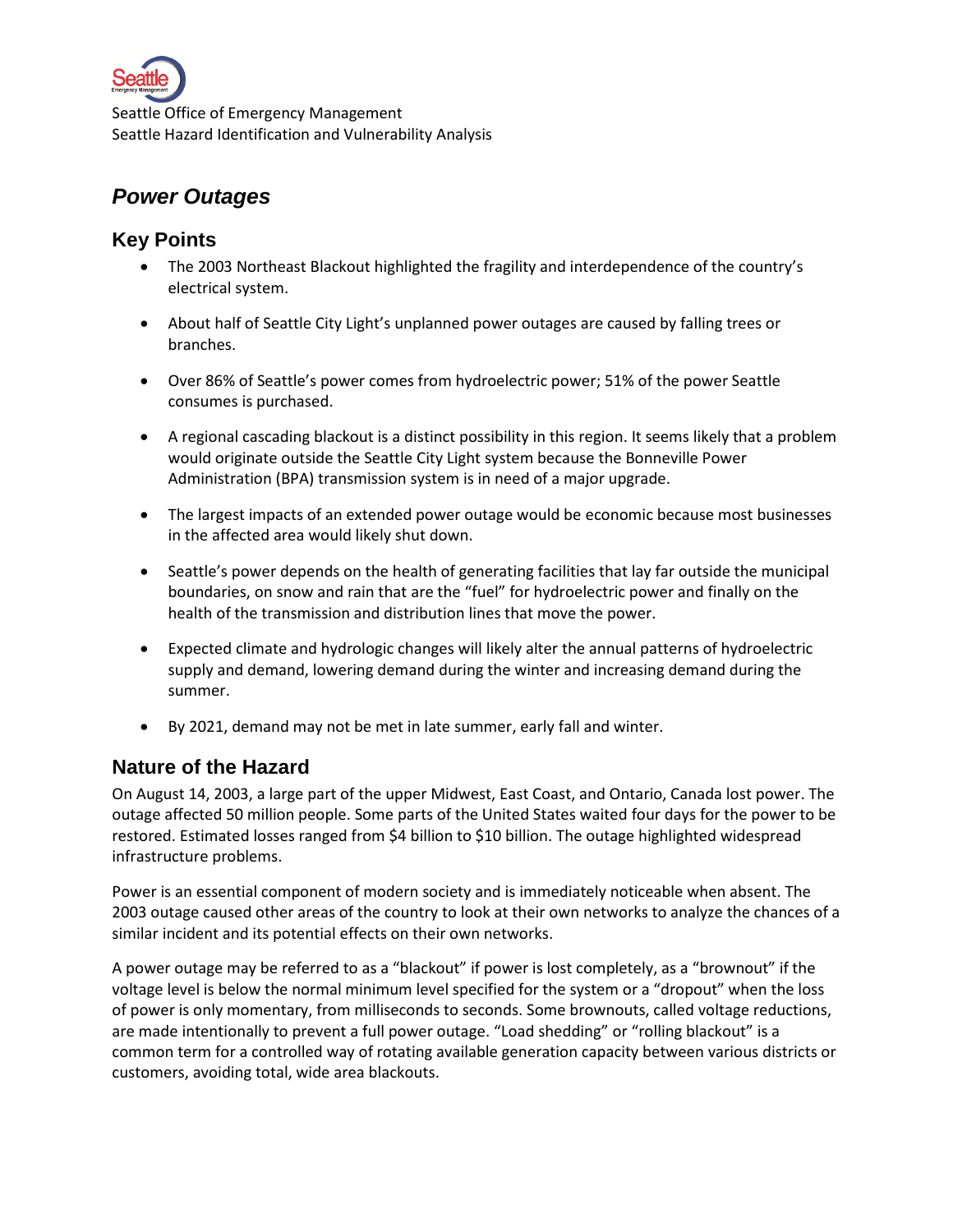Seattle Office of Emergency Management
Seattle Hazard Identification and Vulnerability Analysis

# *Power Outages*

## Key Points

- The 2003 Northeast Blackout highlighted the fragility and interdependence of the country's electrical system.
- About half of Seattle City Light's unplanned power outages are caused by falling trees or branches.
- Over 86% of Seattle's power comes from hydroelectric power; 51% of the power Seattle consumes is purchased.
- A regional cascading blackout is a distinct possibility in this region. It seems likely that a problem would originate outside the Seattle City Light system because the Bonneville Power Administration (BPA) transmission system is in need of a major upgrade.
- The largest impacts of an extended power outage would be economic because most businesses in the affected area would likely shut down.
- Seattle's power depends on the health of generating facilities that lay far outside the municipal boundaries, on snow and rain that are the "fuel" for hydroelectric power and finally on the health of the transmission and distribution lines that move the power.
- Expected climate and hydrologic changes will likely alter the annual patterns of hydroelectric supply and demand, lowering demand during the winter and increasing demand during the summer.
- By 2021, demand may not be met in late summer, early fall and winter.

## Nature of the Hazard

On August 14, 2003, a large part of the upper Midwest, East Coast, and Ontario, Canada lost power. The outage affected 50 million people. Some parts of the United States waited four days for the power to be restored. Estimated losses ranged from $4 billion to $10 billion. The outage highlighted widespread infrastructure problems.

Power is an essential component of modern society and is immediately noticeable when absent. The 2003 outage caused other areas of the country to look at their own networks to analyze the chances of a similar incident and its potential effects on their own networks.

A power outage may be referred to as a "blackout" if power is lost completely, as a "brownout" if the voltage level is below the normal minimum level specified for the system or a "dropout" when the loss of power is only momentary, from milliseconds to seconds. Some brownouts, called voltage reductions, are made intentionally to prevent a full power outage. "Load shedding" or "rolling blackout" is a common term for a controlled way of rotating available generation capacity between various districts or customers, avoiding total, wide area blackouts.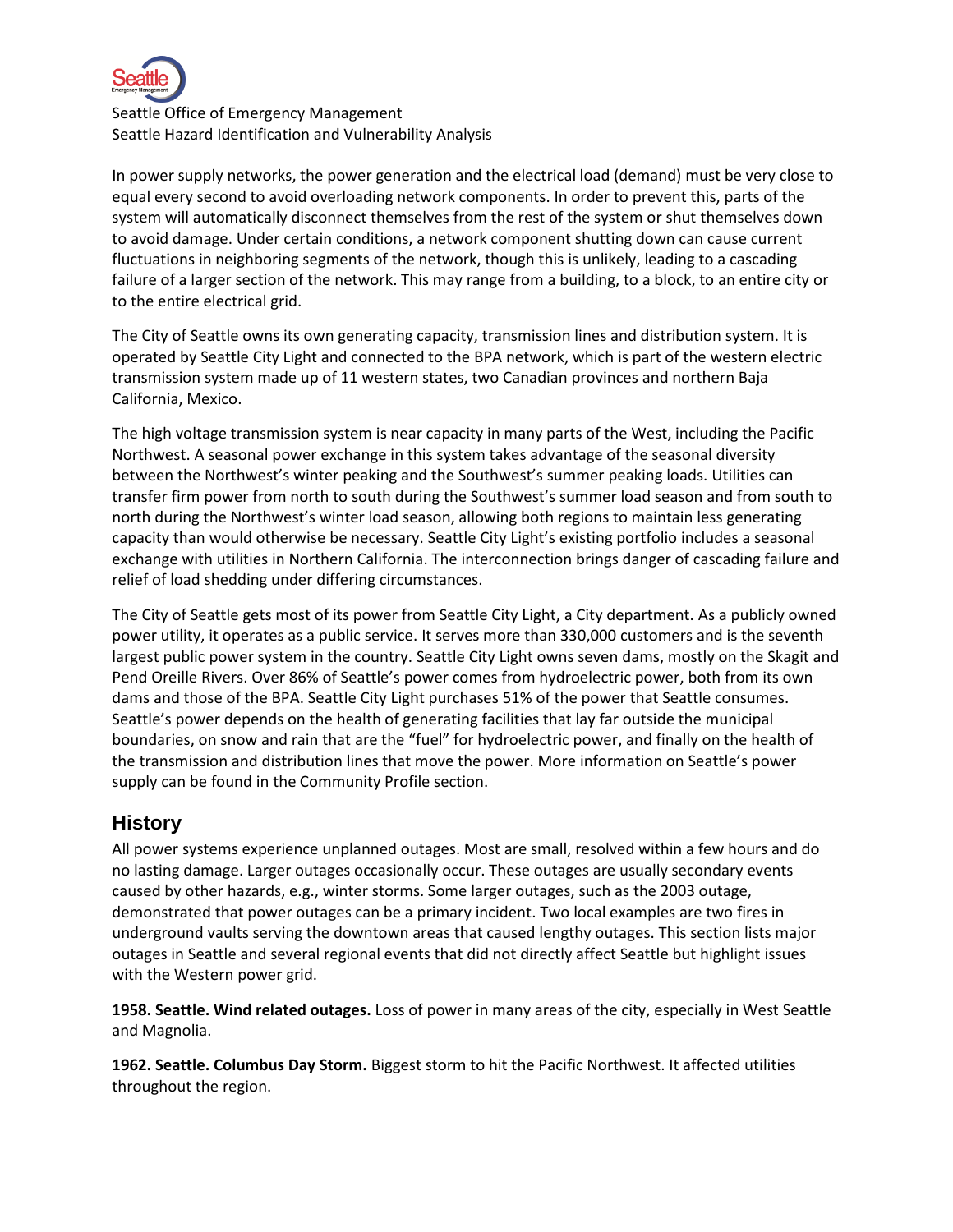In power supply networks, the power generation and the electrical load (demand) must be very close to equal every second to avoid overloading network components. In order to prevent this, parts of the system will automatically disconnect themselves from the rest of the system or shut themselves down to avoid damage. Under certain conditions, a network component shutting down can cause current fluctuations in neighboring segments of the network, though this is unlikely, leading to a cascading failure of a larger section of the network. This may range from a building, to a block, to an entire city or to the entire electrical grid.

The City of Seattle owns its own generating capacity, transmission lines and distribution system. It is operated by Seattle City Light and connected to the BPA network, which is part of the western electric transmission system made up of 11 western states, two Canadian provinces and northern Baja California, Mexico.

The high voltage transmission system is near capacity in many parts of the West, including the Pacific Northwest. A seasonal power exchange in this system takes advantage of the seasonal diversity between the Northwest's winter peaking and the Southwest's summer peaking loads. Utilities can transfer firm power from north to south during the Southwest's summer load season and from south to north during the Northwest's winter load season, allowing both regions to maintain less generating capacity than would otherwise be necessary. Seattle City Light's existing portfolio includes a seasonal exchange with utilities in Northern California. The interconnection brings danger of cascading failure and relief of load shedding under differing circumstances.

The City of Seattle gets most of its power from Seattle City Light, a City department. As a publicly owned power utility, it operates as a public service. It serves more than 330,000 customers and is the seventh largest public power system in the country. Seattle City Light owns seven dams, mostly on the Skagit and Pend Oreille Rivers. Over 86% of Seattle's power comes from hydroelectric power, both from its own dams and those of the BPA. Seattle City Light purchases 51% of the power that Seattle consumes. Seattle's power depends on the health of generating facilities that lay far outside the municipal boundaries, on snow and rain that are the "fuel" for hydroelectric power, and finally on the health of the transmission and distribution lines that move the power. More information on Seattle's power supply can be found in the Community Profile section.

## History

All power systems experience unplanned outages. Most are small, resolved within a few hours and do no lasting damage. Larger outages occasionally occur. These outages are usually secondary events caused by other hazards, e.g., winter storms. Some larger outages, such as the 2003 outage, demonstrated that power outages can be a primary incident. Two local examples are two fires in underground vaults serving the downtown areas that caused lengthy outages. This section lists major outages in Seattle and several regional events that did not directly affect Seattle but highlight issues with the Western power grid.

**1958. Seattle. Wind related outages.** Loss of power in many areas of the city, especially in West Seattle and Magnolia.

**1962. Seattle. Columbus Day Storm.** Biggest storm to hit the Pacific Northwest. It affected utilities throughout the region.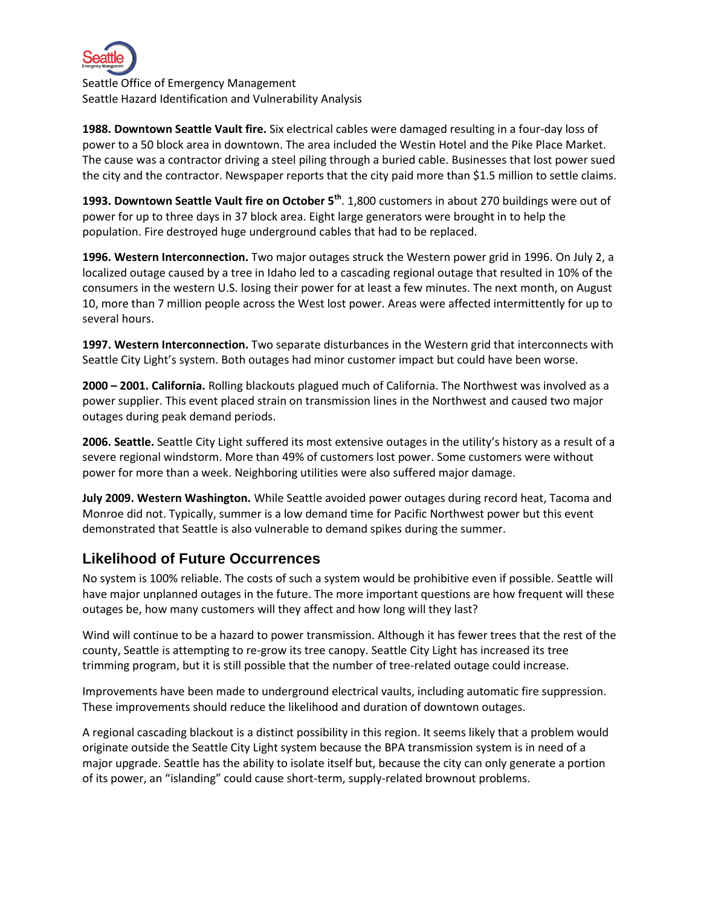**1988. Downtown Seattle Vault fire.** Six electrical cables were damaged resulting in a four-day loss of power to a 50 block area in downtown. The area included the Westin Hotel and the Pike Place Market. The cause was a contractor driving a steel piling through a buried cable. Businesses that lost power sued the city and the contractor. Newspaper reports that the city paid more than $1.5 million to settle claims.

**1993. Downtown Seattle Vault fire on October 5th**. 1,800 customers in about 270 buildings were out of power for up to three days in 37 block area. Eight large generators were brought in to help the population. Fire destroyed huge underground cables that had to be replaced.

**1996. Western Interconnection.** Two major outages struck the Western power grid in 1996. On July 2, a localized outage caused by a tree in Idaho led to a cascading regional outage that resulted in 10% of the consumers in the western U.S. losing their power for at least a few minutes. The next month, on August 10, more than 7 million people across the West lost power. Areas were affected intermittently for up to several hours.

**1997. Western Interconnection.** Two separate disturbances in the Western grid that interconnects with Seattle City Light's system. Both outages had minor customer impact but could have been worse.

**2000 – 2001. California.** Rolling blackouts plagued much of California. The Northwest was involved as a power supplier. This event placed strain on transmission lines in the Northwest and caused two major outages during peak demand periods.

**2006. Seattle.** Seattle City Light suffered its most extensive outages in the utility's history as a result of a severe regional windstorm. More than 49% of customers lost power. Some customers were without power for more than a week. Neighboring utilities were also suffered major damage.

**July 2009. Western Washington.** While Seattle avoided power outages during record heat, Tacoma and Monroe did not. Typically, summer is a low demand time for Pacific Northwest power but this event demonstrated that Seattle is also vulnerable to demand spikes during the summer.

## Likelihood of Future Occurrences

No system is 100% reliable. The costs of such a system would be prohibitive even if possible. Seattle will have major unplanned outages in the future. The more important questions are how frequent will these outages be, how many customers will they affect and how long will they last?

Wind will continue to be a hazard to power transmission. Although it has fewer trees that the rest of the county, Seattle is attempting to re-grow its tree canopy. Seattle City Light has increased its tree trimming program, but it is still possible that the number of tree-related outage could increase.

Improvements have been made to underground electrical vaults, including automatic fire suppression. These improvements should reduce the likelihood and duration of downtown outages.

A regional cascading blackout is a distinct possibility in this region. It seems likely that a problem would originate outside the Seattle City Light system because the BPA transmission system is in need of a major upgrade. Seattle has the ability to isolate itself but, because the city can only generate a portion of its power, an "islanding" could cause short-term, supply-related brownout problems.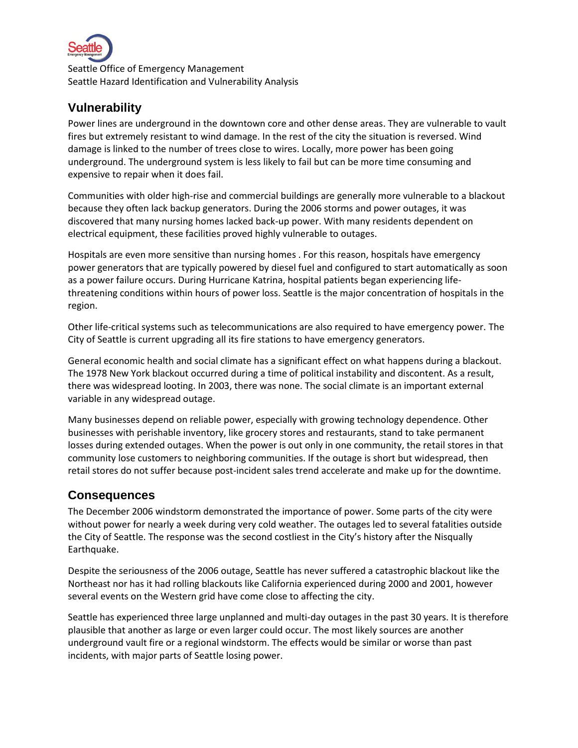## Vulnerability

Power lines are underground in the downtown core and other dense areas. They are vulnerable to vault fires but extremely resistant to wind damage. In the rest of the city the situation is reversed. Wind damage is linked to the number of trees close to wires. Locally, more power has been going underground. The underground system is less likely to fail but can be more time consuming and expensive to repair when it does fail.

Communities with older high-rise and commercial buildings are generally more vulnerable to a blackout because they often lack backup generators. During the 2006 storms and power outages, it was discovered that many nursing homes lacked back-up power. With many residents dependent on electrical equipment, these facilities proved highly vulnerable to outages.

Hospitals are even more sensitive than nursing homes . For this reason, hospitals have emergency power generators that are typically powered by diesel fuel and configured to start automatically as soon as a power failure occurs. During Hurricane Katrina, hospital patients began experiencing life-threatening conditions within hours of power loss. Seattle is the major concentration of hospitals in the region.

Other life-critical systems such as telecommunications are also required to have emergency power. The City of Seattle is current upgrading all its fire stations to have emergency generators.

General economic health and social climate has a significant effect on what happens during a blackout. The 1978 New York blackout occurred during a time of political instability and discontent. As a result, there was widespread looting. In 2003, there was none. The social climate is an important external variable in any widespread outage.

Many businesses depend on reliable power, especially with growing technology dependence. Other businesses with perishable inventory, like grocery stores and restaurants, stand to take permanent losses during extended outages. When the power is out only in one community, the retail stores in that community lose customers to neighboring communities. If the outage is short but widespread, then retail stores do not suffer because post-incident sales trend accelerate and make up for the downtime.

## Consequences

The December 2006 windstorm demonstrated the importance of power. Some parts of the city were without power for nearly a week during very cold weather. The outages led to several fatalities outside the City of Seattle. The response was the second costliest in the City's history after the Nisqually Earthquake.

Despite the seriousness of the 2006 outage, Seattle has never suffered a catastrophic blackout like the Northeast nor has it had rolling blackouts like California experienced during 2000 and 2001, however several events on the Western grid have come close to affecting the city.

Seattle has experienced three large unplanned and multi-day outages in the past 30 years. It is therefore plausible that another as large or even larger could occur. The most likely sources are another underground vault fire or a regional windstorm. The effects would be similar or worse than past incidents, with major parts of Seattle losing power.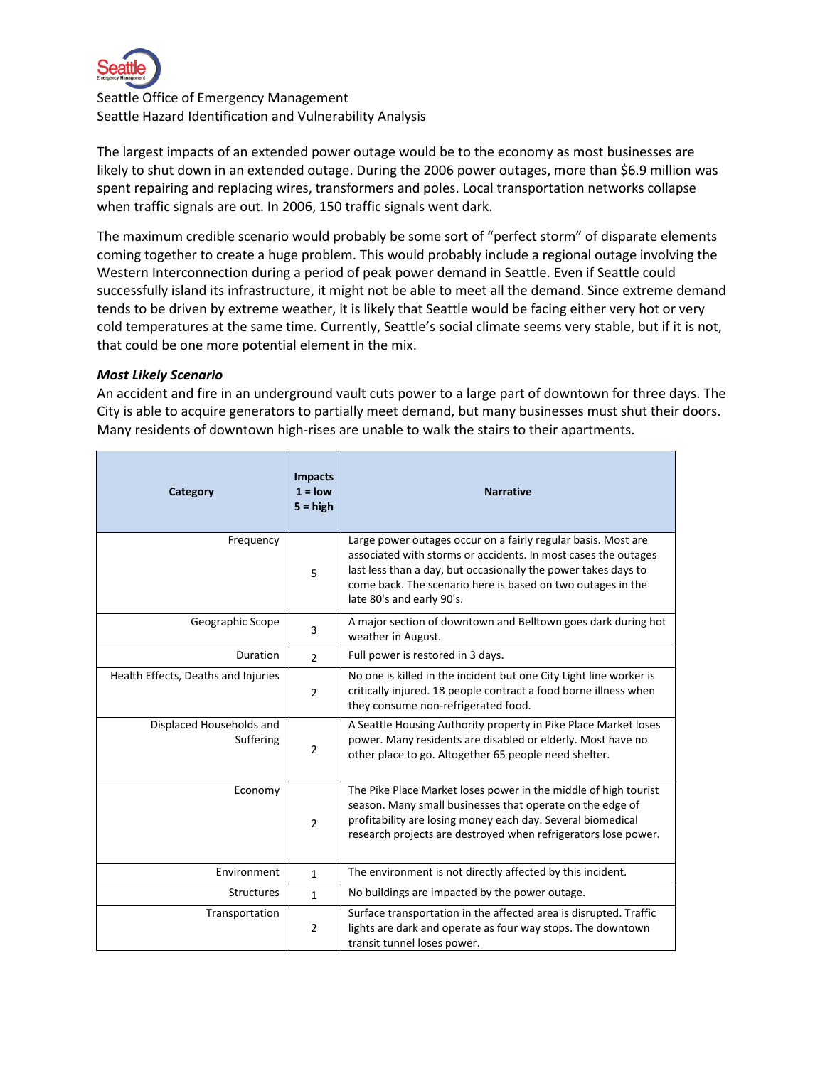The largest impacts of an extended power outage would be to the economy as most businesses are likely to shut down in an extended outage. During the 2006 power outages, more than $6.9 million was spent repairing and replacing wires, transformers and poles. Local transportation networks collapse when traffic signals are out. In 2006, 150 traffic signals went dark.

The maximum credible scenario would probably be some sort of "perfect storm" of disparate elements coming together to create a huge problem. This would probably include a regional outage involving the Western Interconnection during a period of peak power demand in Seattle. Even if Seattle could successfully island its infrastructure, it might not be able to meet all the demand. Since extreme demand tends to be driven by extreme weather, it is likely that Seattle would be facing either very hot or very cold temperatures at the same time. Currently, Seattle's social climate seems very stable, but if it is not, that could be one more potential element in the mix.

### *Most Likely Scenario*

An accident and fire in an underground vault cuts power to a large part of downtown for three days. The City is able to acquire generators to partially meet demand, but many businesses must shut their doors. Many residents of downtown high-rises are unable to walk the stairs to their apartments.

| Category | Impacts 1 = low 5 = high | Narrative |
|---|---|---|
| Frequency | 5 | Large power outages occur on a fairly regular basis. Most are associated with storms or accidents. In most cases the outages last less than a day, but occasionally the power takes days to come back. The scenario here is based on two outages in the late 80's and early 90's. |
| Geographic Scope | 3 | A major section of downtown and Belltown goes dark during hot weather in August. |
| Duration | 2 | Full power is restored in 3 days. |
| Health Effects, Deaths and Injuries | 2 | No one is killed in the incident but one City Light line worker is critically injured. 18 people contract a food borne illness when they consume non-refrigerated food. |
| Displaced Households and Suffering | 2 | A Seattle Housing Authority property in Pike Place Market loses power. Many residents are disabled or elderly. Most have no other place to go. Altogether 65 people need shelter. |
| Economy | 2 | The Pike Place Market loses power in the middle of high tourist season. Many small businesses that operate on the edge of profitability are losing money each day. Several biomedical research projects are destroyed when refrigerators lose power. |
| Environment | 1 | The environment is not directly affected by this incident. |
| Structures | 1 | No buildings are impacted by the power outage. |
| Transportation | 2 | Surface transportation in the affected area is disrupted. Traffic lights are dark and operate as four way stops. The downtown transit tunnel loses power. |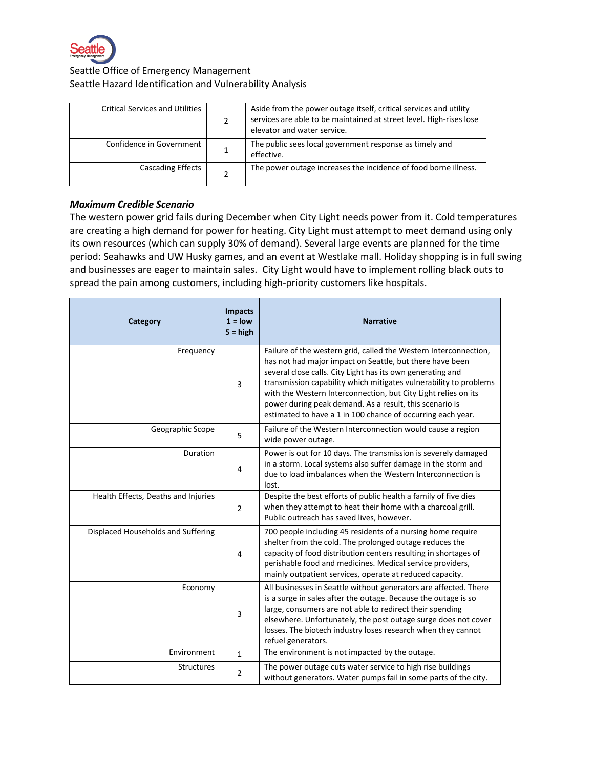| | | |
|---|---|---|
| Critical Services and Utilities | 2 | Aside from the power outage itself, critical services and utility services are able to be maintained at street level. High-rises lose elevator and water service. |
| Confidence in Government | 1 | The public sees local government response as timely and effective. |
| Cascading Effects | 2 | The power outage increases the incidence of food borne illness. |

### *Maximum Credible Scenario*

The western power grid fails during December when City Light needs power from it. Cold temperatures are creating a high demand for power for heating. City Light must attempt to meet demand using only its own resources (which can supply 30% of demand). Several large events are planned for the time period: Seahawks and UW Husky games, and an event at Westlake mall. Holiday shopping is in full swing and businesses are eager to maintain sales. City Light would have to implement rolling black outs to spread the pain among customers, including high-priority customers like hospitals.

| Category | Impacts 1 = low 5 = high | Narrative |
|---|---|---|
| Frequency | 3 | Failure of the western grid, called the Western Interconnection, has not had major impact on Seattle, but there have been several close calls. City Light has its own generating and transmission capability which mitigates vulnerability to problems with the Western Interconnection, but City Light relies on its power during peak demand. As a result, this scenario is estimated to have a 1 in 100 chance of occurring each year. |
| Geographic Scope | 5 | Failure of the Western Interconnection would cause a region wide power outage. |
| Duration | 4 | Power is out for 10 days. The transmission is severely damaged in a storm. Local systems also suffer damage in the storm and due to load imbalances when the Western Interconnection is lost. |
| Health Effects, Deaths and Injuries | 2 | Despite the best efforts of public health a family of five dies when they attempt to heat their home with a charcoal grill. Public outreach has saved lives, however. |
| Displaced Households and Suffering | 4 | 700 people including 45 residents of a nursing home require shelter from the cold. The prolonged outage reduces the capacity of food distribution centers resulting in shortages of perishable food and medicines. Medical service providers, mainly outpatient services, operate at reduced capacity. |
| Economy | 3 | All businesses in Seattle without generators are affected. There is a surge in sales after the outage. Because the outage is so large, consumers are not able to redirect their spending elsewhere. Unfortunately, the post outage surge does not cover losses. The biotech industry loses research when they cannot refuel generators. |
| Environment | 1 | The environment is not impacted by the outage. |
| Structures | 2 | The power outage cuts water service to high rise buildings without generators. Water pumps fail in some parts of the city. |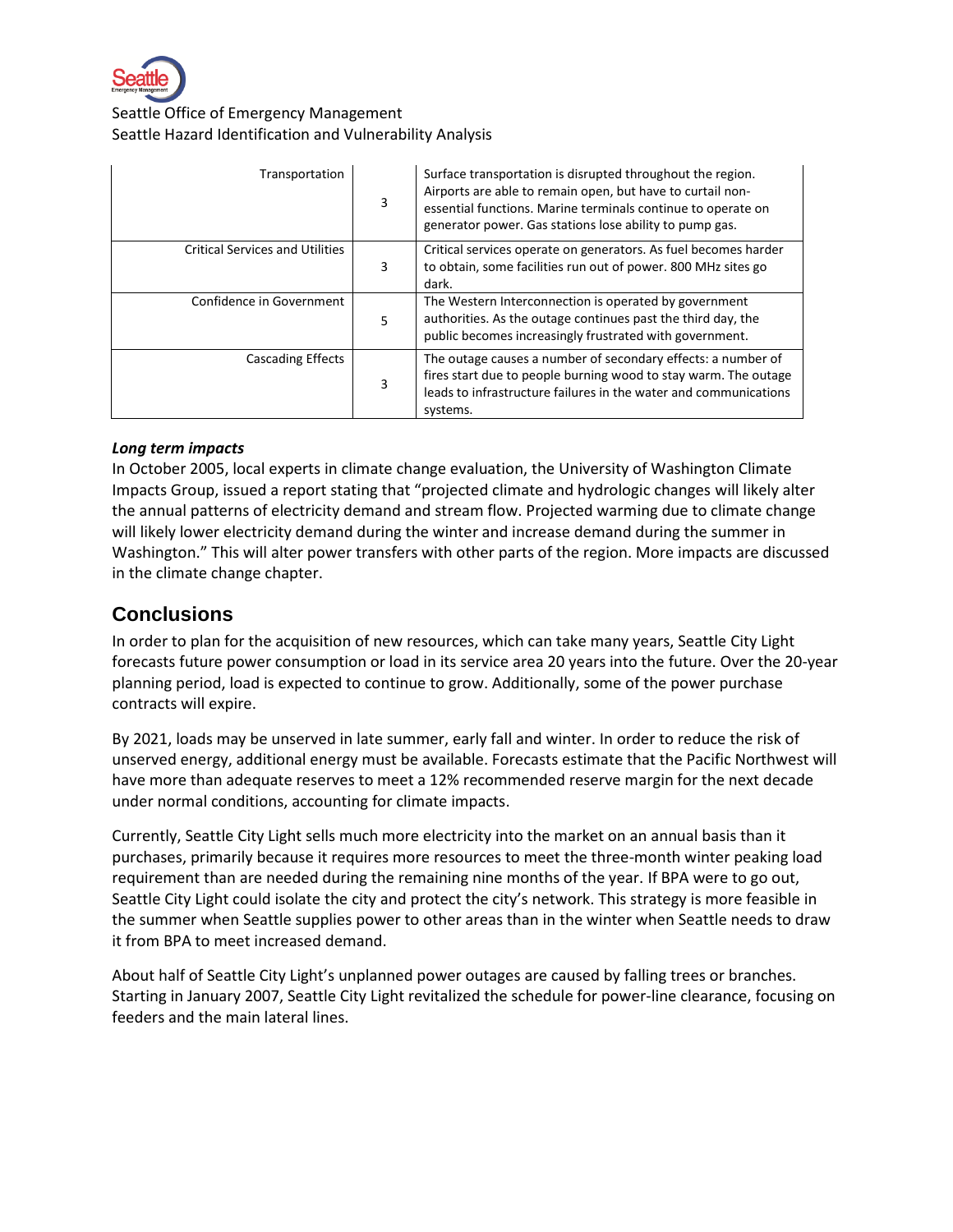| | | |
|---|---|---|
| Transportation | 3 | Surface transportation is disrupted throughout the region. Airports are able to remain open, but have to curtail non-essential functions. Marine terminals continue to operate on generator power. Gas stations lose ability to pump gas. |
| Critical Services and Utilities | 3 | Critical services operate on generators. As fuel becomes harder to obtain, some facilities run out of power. 800 MHz sites go dark. |
| Confidence in Government | 5 | The Western Interconnection is operated by government authorities. As the outage continues past the third day, the public becomes increasingly frustrated with government. |
| Cascading Effects | 3 | The outage causes a number of secondary effects: a number of fires start due to people burning wood to stay warm. The outage leads to infrastructure failures in the water and communications systems. |

***Long term impacts***

In October 2005, local experts in climate change evaluation, the University of Washington Climate Impacts Group, issued a report stating that "projected climate and hydrologic changes will likely alter the annual patterns of electricity demand and stream flow. Projected warming due to climate change will likely lower electricity demand during the winter and increase demand during the summer in Washington." This will alter power transfers with other parts of the region. More impacts are discussed in the climate change chapter.

## Conclusions

In order to plan for the acquisition of new resources, which can take many years, Seattle City Light forecasts future power consumption or load in its service area 20 years into the future. Over the 20-year planning period, load is expected to continue to grow. Additionally, some of the power purchase contracts will expire.

By 2021, loads may be unserved in late summer, early fall and winter. In order to reduce the risk of unserved energy, additional energy must be available. Forecasts estimate that the Pacific Northwest will have more than adequate reserves to meet a 12% recommended reserve margin for the next decade under normal conditions, accounting for climate impacts.

Currently, Seattle City Light sells much more electricity into the market on an annual basis than it purchases, primarily because it requires more resources to meet the three-month winter peaking load requirement than are needed during the remaining nine months of the year. If BPA were to go out, Seattle City Light could isolate the city and protect the city's network. This strategy is more feasible in the summer when Seattle supplies power to other areas than in the winter when Seattle needs to draw it from BPA to meet increased demand.

About half of Seattle City Light's unplanned power outages are caused by falling trees or branches. Starting in January 2007, Seattle City Light revitalized the schedule for power-line clearance, focusing on feeders and the main lateral lines.